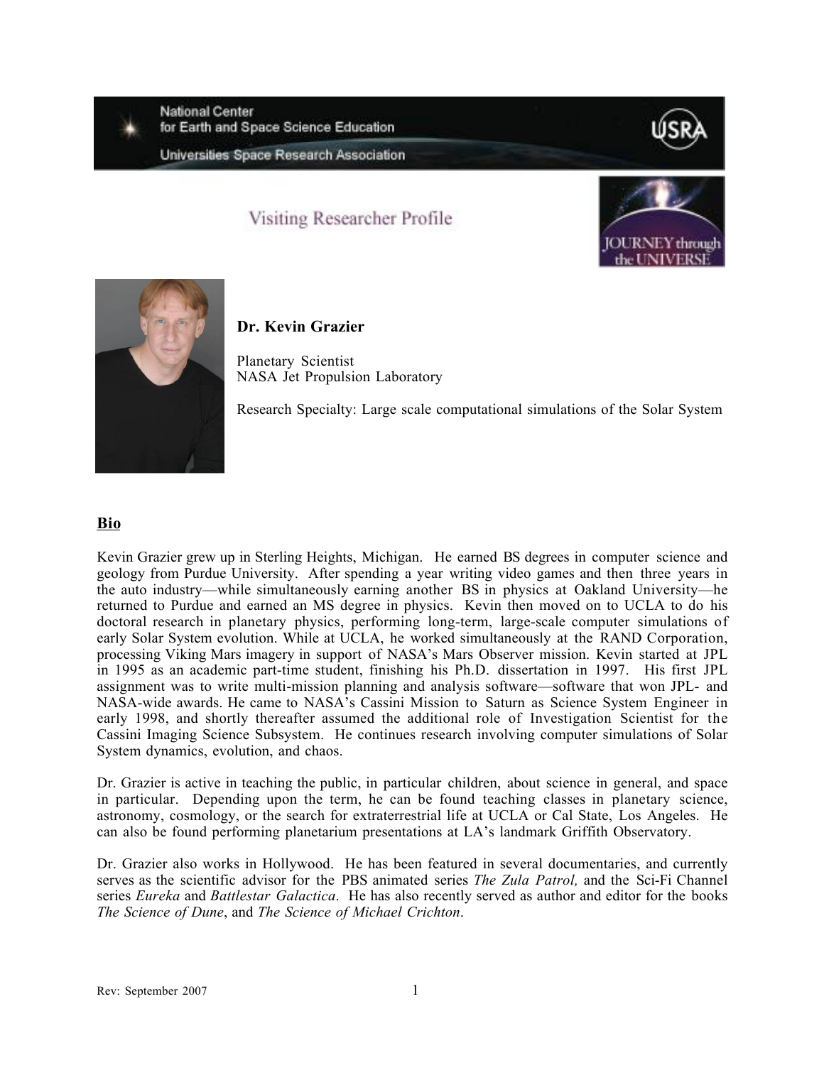National Center for Earth and Space Science Education

Universities Space Research Association

USRA

Visiting Researcher Profile

JOURNEY through the UNIVERSE

**Dr. Kevin Grazier**

Planetary Scientist
NASA Jet Propulsion Laboratory

Research Specialty: Large scale computational simulations of the Solar System

## Bio

Kevin Grazier grew up in Sterling Heights, Michigan. He earned BS degrees in computer science and geology from Purdue University. After spending a year writing video games and then three years in the auto industry—while simultaneously earning another BS in physics at Oakland University—he returned to Purdue and earned an MS degree in physics. Kevin then moved on to UCLA to do his doctoral research in planetary physics, performing long-term, large-scale computer simulations of early Solar System evolution. While at UCLA, he worked simultaneously at the RAND Corporation, processing Viking Mars imagery in support of NASA's Mars Observer mission. Kevin started at JPL in 1995 as an academic part-time student, finishing his Ph.D. dissertation in 1997. His first JPL assignment was to write multi-mission planning and analysis software—software that won JPL- and NASA-wide awards. He came to NASA's Cassini Mission to Saturn as Science System Engineer in early 1998, and shortly thereafter assumed the additional role of Investigation Scientist for the Cassini Imaging Science Subsystem. He continues research involving computer simulations of Solar System dynamics, evolution, and chaos.

Dr. Grazier is active in teaching the public, in particular children, about science in general, and space in particular. Depending upon the term, he can be found teaching classes in planetary science, astronomy, cosmology, or the search for extraterrestrial life at UCLA or Cal State, Los Angeles. He can also be found performing planetarium presentations at LA's landmark Griffith Observatory.

Dr. Grazier also works in Hollywood. He has been featured in several documentaries, and currently serves as the scientific advisor for the PBS animated series *The Zula Patrol,* and the Sci-Fi Channel series *Eureka* and *Battlestar Galactica*. He has also recently served as author and editor for the books *The Science of Dune*, and *The Science of Michael Crichton*.

Rev: September 2007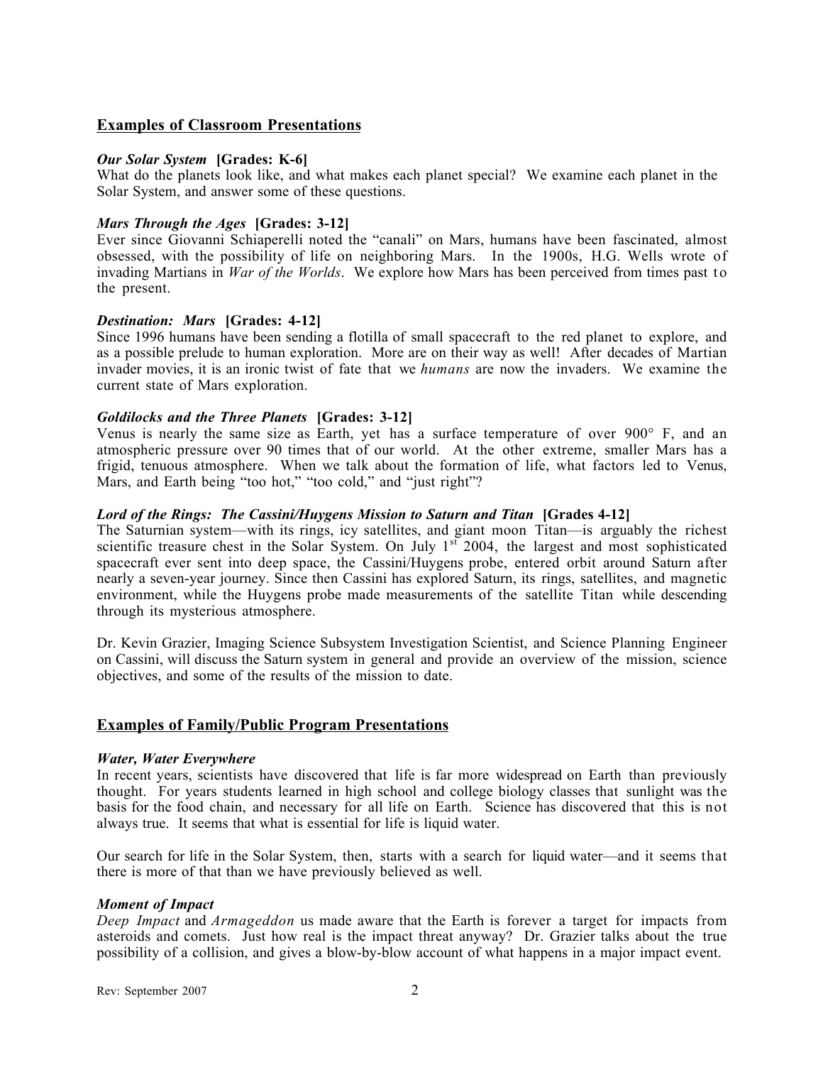## Examples of Classroom Presentations

***Our Solar System* [Grades: K-6]**
What do the planets look like, and what makes each planet special? We examine each planet in the Solar System, and answer some of these questions.

***Mars Through the Ages* [Grades: 3-12]**
Ever since Giovanni Schiaperelli noted the "canali" on Mars, humans have been fascinated, almost obsessed, with the possibility of life on neighboring Mars. In the 1900s, H.G. Wells wrote of invading Martians in *War of the Worlds*. We explore how Mars has been perceived from times past to the present.

***Destination: Mars* [Grades: 4-12]**
Since 1996 humans have been sending a flotilla of small spacecraft to the red planet to explore, and as a possible prelude to human exploration. More are on their way as well! After decades of Martian invader movies, it is an ironic twist of fate that we *humans* are now the invaders. We examine the current state of Mars exploration.

***Goldilocks and the Three Planets* [Grades: 3-12]**
Venus is nearly the same size as Earth, yet has a surface temperature of over 900° F, and an atmospheric pressure over 90 times that of our world. At the other extreme, smaller Mars has a frigid, tenuous atmosphere. When we talk about the formation of life, what factors led to Venus, Mars, and Earth being "too hot," "too cold," and "just right"?

***Lord of the Rings: The Cassini/Huygens Mission to Saturn and Titan* [Grades 4-12]**
The Saturnian system—with its rings, icy satellites, and giant moon Titan—is arguably the richest scientific treasure chest in the Solar System. On July 1st 2004, the largest and most sophisticated spacecraft ever sent into deep space, the Cassini/Huygens probe, entered orbit around Saturn after nearly a seven-year journey. Since then Cassini has explored Saturn, its rings, satellites, and magnetic environment, while the Huygens probe made measurements of the satellite Titan while descending through its mysterious atmosphere.

Dr. Kevin Grazier, Imaging Science Subsystem Investigation Scientist, and Science Planning Engineer on Cassini, will discuss the Saturn system in general and provide an overview of the mission, science objectives, and some of the results of the mission to date.

## Examples of Family/Public Program Presentations

***Water, Water Everywhere***
In recent years, scientists have discovered that life is far more widespread on Earth than previously thought. For years students learned in high school and college biology classes that sunlight was the basis for the food chain, and necessary for all life on Earth. Science has discovered that this is not always true. It seems that what is essential for life is liquid water.

Our search for life in the Solar System, then, starts with a search for liquid water—and it seems that there is more of that than we have previously believed as well.

***Moment of Impact***
*Deep Impact* and *Armageddon* us made aware that the Earth is forever a target for impacts from asteroids and comets. Just how real is the impact threat anyway? Dr. Grazier talks about the true possibility of a collision, and gives a blow-by-blow account of what happens in a major impact event.

Rev: September 2007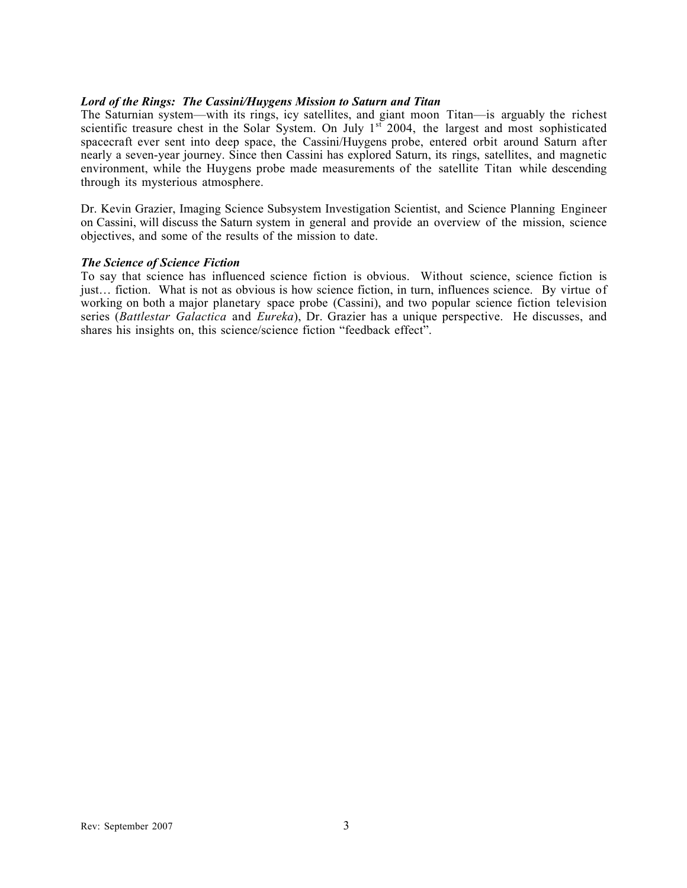### *Lord of the Rings: The Cassini/Huygens Mission to Saturn and Titan*

The Saturnian system—with its rings, icy satellites, and giant moon Titan—is arguably the richest scientific treasure chest in the Solar System. On July 1st 2004, the largest and most sophisticated spacecraft ever sent into deep space, the Cassini/Huygens probe, entered orbit around Saturn after nearly a seven-year journey. Since then Cassini has explored Saturn, its rings, satellites, and magnetic environment, while the Huygens probe made measurements of the satellite Titan while descending through its mysterious atmosphere.

Dr. Kevin Grazier, Imaging Science Subsystem Investigation Scientist, and Science Planning Engineer on Cassini, will discuss the Saturn system in general and provide an overview of the mission, science objectives, and some of the results of the mission to date.

### *The Science of Science Fiction*

To say that science has influenced science fiction is obvious. Without science, science fiction is just… fiction. What is not as obvious is how science fiction, in turn, influences science. By virtue of working on both a major planetary space probe (Cassini), and two popular science fiction television series (*Battlestar Galactica* and *Eureka*), Dr. Grazier has a unique perspective. He discusses, and shares his insights on, this science/science fiction "feedback effect".

Rev: September 2007